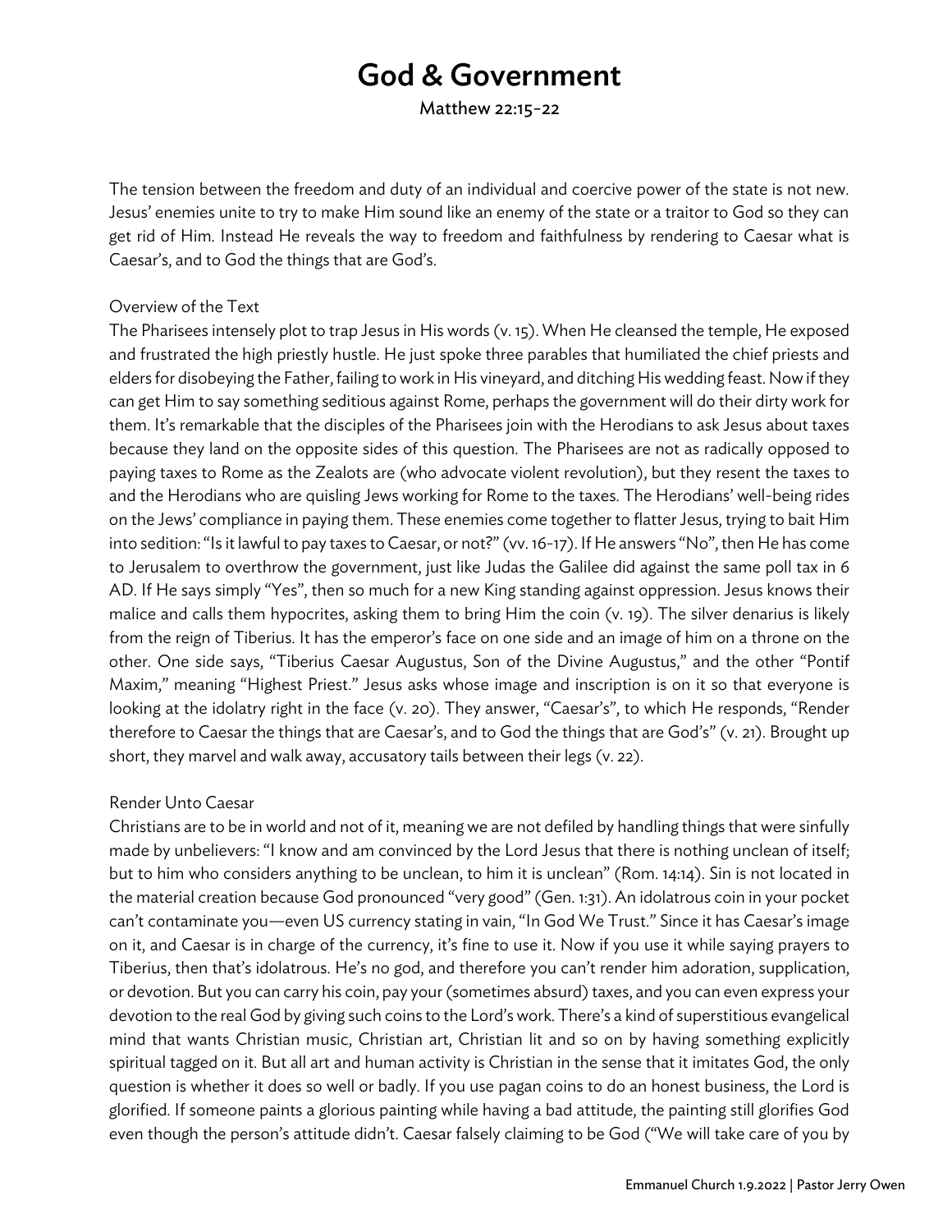# God & Government

Matthew 22:15-22

The tension between the freedom and duty of an individual and coercive power of the state is not new. Jesus' enemies unite to try to make Him sound like an enemy of the state or a traitor to God so they can get rid of Him. Instead He reveals the way to freedom and faithfulness by rendering to Caesar what is Caesar's, and to God the things that are God's.

## Overview of the Text

The Pharisees intensely plot to trap Jesus in His words (v. 15). When He cleansed the temple, He exposed and frustrated the high priestly hustle. He just spoke three parables that humiliated the chief priests and elders for disobeying the Father, failing to work in His vineyard, and ditching His wedding feast. Now if they can get Him to say something seditious against Rome, perhaps the government will do their dirty work for them. It's remarkable that the disciples of the Pharisees join with the Herodians to ask Jesus about taxes because they land on the opposite sides of this question. The Pharisees are not as radically opposed to paying taxes to Rome as the Zealots are (who advocate violent revolution), but they resent the taxes to and the Herodians who are quisling Jews working for Rome to the taxes. The Herodians' well-being rides on the Jews' compliance in paying them. These enemies come together to flatter Jesus, trying to bait Him into sedition: "Is it lawful to pay taxes to Caesar, or not?" (vv. 16-17). If He answers "No", then He has come to Jerusalem to overthrow the government, just like Judas the Galilee did against the same poll tax in 6 AD. If He says simply "Yes", then so much for a new King standing against oppression. Jesus knows their malice and calls them hypocrites, asking them to bring Him the coin (v. 19). The silver denarius is likely from the reign of Tiberius. It has the emperor's face on one side and an image of him on a throne on the other. One side says, "Tiberius Caesar Augustus, Son of the Divine Augustus," and the other "Pontif Maxim," meaning "Highest Priest." Jesus asks whose image and inscription is on it so that everyone is looking at the idolatry right in the face (v. 20). They answer, "Caesar's", to which He responds, "Render therefore to Caesar the things that are Caesar's, and to God the things that are God's" (v. 21). Brought up short, they marvel and walk away, accusatory tails between their legs (v. 22).

## Render Unto Caesar

Christians are to be in world and not of it, meaning we are not defiled by handling things that were sinfully made by unbelievers: "I know and am convinced by the Lord Jesus that there is nothing unclean of itself; but to him who considers anything to be unclean, to him it is unclean" (Rom. 14:14). Sin is not located in the material creation because God pronounced "very good" (Gen. 1:31). An idolatrous coin in your pocket can't contaminate you—even US currency stating in vain, "In God We Trust." Since it has Caesar's image on it, and Caesar is in charge of the currency, it's fine to use it. Now if you use it while saying prayers to Tiberius, then that's idolatrous. He's no god, and therefore you can't render him adoration, supplication, or devotion. But you can carry his coin, pay your (sometimes absurd) taxes, and you can even express your devotion to the real God by giving such coins to the Lord's work. There's a kind of superstitious evangelical mind that wants Christian music, Christian art, Christian lit and so on by having something explicitly spiritual tagged on it. But all art and human activity is Christian in the sense that it imitates God, the only question is whether it does so well or badly. If you use pagan coins to do an honest business, the Lord is glorified. If someone paints a glorious painting while having a bad attitude, the painting still glorifies God even though the person's attitude didn't. Caesar falsely claiming to be God ("We will take care of you by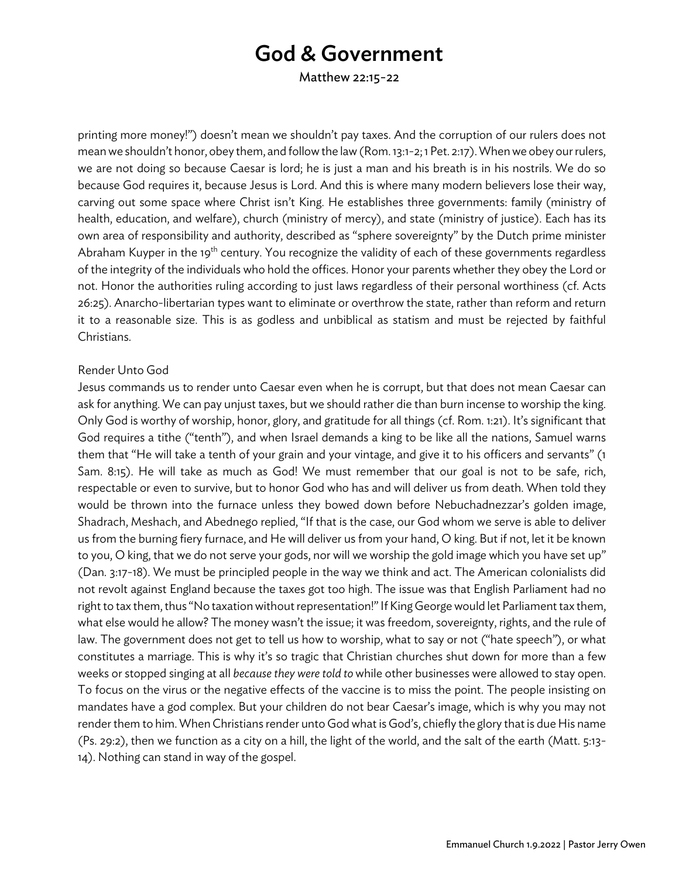printing more money!") doesn't mean we shouldn't pay taxes. And the corruption of our rulers does not mean we shouldn't honor, obey them, and follow the law (Rom. 13:1-2; 1 Pet. 2:17). When we obey our rulers, we are not doing so because Caesar is lord; he is just a man and his breath is in his nostrils. We do so because God requires it, because Jesus is Lord. And this is where many modern believers lose their way, carving out some space where Christ isn't King. He establishes three governments: family (ministry of health, education, and welfare), church (ministry of mercy), and state (ministry of justice). Each has its own area of responsibility and authority, described as "sphere sovereignty" by the Dutch prime minister Abraham Kuyper in the 19th century. You recognize the validity of each of these governments regardless of the integrity of the individuals who hold the offices. Honor your parents whether they obey the Lord or not. Honor the authorities ruling according to just laws regardless of their personal worthiness (cf. Acts 26:25). Anarcho-libertarian types want to eliminate or overthrow the state, rather than reform and return it to a reasonable size. This is as godless and unbiblical as statism and must be rejected by faithful Christians.

Render Unto God

Jesus commands us to render unto Caesar even when he is corrupt, but that does not mean Caesar can ask for anything. We can pay unjust taxes, but we should rather die than burn incense to worship the king. Only God is worthy of worship, honor, glory, and gratitude for all things (cf. Rom. 1:21). It's significant that God requires a tithe ("tenth"), and when Israel demands a king to be like all the nations, Samuel warns them that "He will take a tenth of your grain and your vintage, and give it to his officers and servants" (1 Sam. 8:15). He will take as much as God! We must remember that our goal is not to be safe, rich, respectable or even to survive, but to honor God who has and will deliver us from death. When told they would be thrown into the furnace unless they bowed down before Nebuchadnezzar's golden image, Shadrach, Meshach, and Abednego replied, "If that is the case, our God whom we serve is able to deliver us from the burning fiery furnace, and He will deliver us from your hand, O king. But if not, let it be known to you, O king, that we do not serve your gods, nor will we worship the gold image which you have set up" (Dan. 3:17-18). We must be principled people in the way we think and act. The American colonialists did not revolt against England because the taxes got too high. The issue was that English Parliament had no right to tax them, thus "No taxation without representation!" If King George would let Parliament tax them, what else would he allow? The money wasn't the issue; it was freedom, sovereignty, rights, and the rule of law. The government does not get to tell us how to worship, what to say or not ("hate speech"), or what constitutes a marriage. This is why it's so tragic that Christian churches shut down for more than a few weeks or stopped singing at all *because they were told to* while other businesses were allowed to stay open. To focus on the virus or the negative effects of the vaccine is to miss the point. The people insisting on mandates have a god complex. But your children do not bear Caesar's image, which is why you may not render them to him. When Christians render unto God what is God's, chiefly the glory that is due His name (Ps. 29:2), then we function as a city on a hill, the light of the world, and the salt of the earth (Matt. 5:13-14). Nothing can stand in way of the gospel.